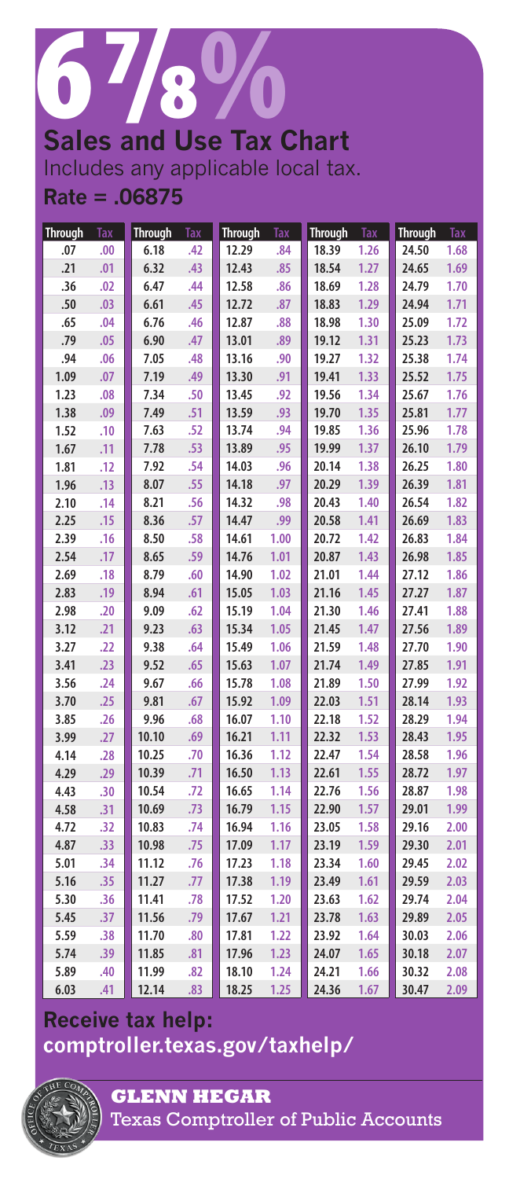# 6 7/8%

## Sales and Use Tax Chart

Includes any applicable local tax.

**Rate = .06875**

| Through | Tax | Through | Tax | Through | Tax | Through | Tax | Through | Tax |
|---|---|---|---|---|---|---|---|---|---|
| .07 | .00 | 6.18 | .42 | 12.29 | .84 | 18.39 | 1.26 | 24.50 | 1.68 |
| .21 | .01 | 6.32 | .43 | 12.43 | .85 | 18.54 | 1.27 | 24.65 | 1.69 |
| .36 | .02 | 6.47 | .44 | 12.58 | .86 | 18.69 | 1.28 | 24.79 | 1.70 |
| .50 | .03 | 6.61 | .45 | 12.72 | .87 | 18.83 | 1.29 | 24.94 | 1.71 |
| .65 | .04 | 6.76 | .46 | 12.87 | .88 | 18.98 | 1.30 | 25.09 | 1.72 |
| .79 | .05 | 6.90 | .47 | 13.01 | .89 | 19.12 | 1.31 | 25.23 | 1.73 |
| .94 | .06 | 7.05 | .48 | 13.16 | .90 | 19.27 | 1.32 | 25.38 | 1.74 |
| 1.09 | .07 | 7.19 | .49 | 13.30 | .91 | 19.41 | 1.33 | 25.52 | 1.75 |
| 1.23 | .08 | 7.34 | .50 | 13.45 | .92 | 19.56 | 1.34 | 25.67 | 1.76 |
| 1.38 | .09 | 7.49 | .51 | 13.59 | .93 | 19.70 | 1.35 | 25.81 | 1.77 |
| 1.52 | .10 | 7.63 | .52 | 13.74 | .94 | 19.85 | 1.36 | 25.96 | 1.78 |
| 1.67 | .11 | 7.78 | .53 | 13.89 | .95 | 19.99 | 1.37 | 26.10 | 1.79 |
| 1.81 | .12 | 7.92 | .54 | 14.03 | .96 | 20.14 | 1.38 | 26.25 | 1.80 |
| 1.96 | .13 | 8.07 | .55 | 14.18 | .97 | 20.29 | 1.39 | 26.39 | 1.81 |
| 2.10 | .14 | 8.21 | .56 | 14.32 | .98 | 20.43 | 1.40 | 26.54 | 1.82 |
| 2.25 | .15 | 8.36 | .57 | 14.47 | .99 | 20.58 | 1.41 | 26.69 | 1.83 |
| 2.39 | .16 | 8.50 | .58 | 14.61 | 1.00 | 20.72 | 1.42 | 26.83 | 1.84 |
| 2.54 | .17 | 8.65 | .59 | 14.76 | 1.01 | 20.87 | 1.43 | 26.98 | 1.85 |
| 2.69 | .18 | 8.79 | .60 | 14.90 | 1.02 | 21.01 | 1.44 | 27.12 | 1.86 |
| 2.83 | .19 | 8.94 | .61 | 15.05 | 1.03 | 21.16 | 1.45 | 27.27 | 1.87 |
| 2.98 | .20 | 9.09 | .62 | 15.19 | 1.04 | 21.30 | 1.46 | 27.41 | 1.88 |
| 3.12 | .21 | 9.23 | .63 | 15.34 | 1.05 | 21.45 | 1.47 | 27.56 | 1.89 |
| 3.27 | .22 | 9.38 | .64 | 15.49 | 1.06 | 21.59 | 1.48 | 27.70 | 1.90 |
| 3.41 | .23 | 9.52 | .65 | 15.63 | 1.07 | 21.74 | 1.49 | 27.85 | 1.91 |
| 3.56 | .24 | 9.67 | .66 | 15.78 | 1.08 | 21.89 | 1.50 | 27.99 | 1.92 |
| 3.70 | .25 | 9.81 | .67 | 15.92 | 1.09 | 22.03 | 1.51 | 28.14 | 1.93 |
| 3.85 | .26 | 9.96 | .68 | 16.07 | 1.10 | 22.18 | 1.52 | 28.29 | 1.94 |
| 3.99 | .27 | 10.10 | .69 | 16.21 | 1.11 | 22.32 | 1.53 | 28.43 | 1.95 |
| 4.14 | .28 | 10.25 | .70 | 16.36 | 1.12 | 22.47 | 1.54 | 28.58 | 1.96 |
| 4.29 | .29 | 10.39 | .71 | 16.50 | 1.13 | 22.61 | 1.55 | 28.72 | 1.97 |
| 4.43 | .30 | 10.54 | .72 | 16.65 | 1.14 | 22.76 | 1.56 | 28.87 | 1.98 |
| 4.58 | .31 | 10.69 | .73 | 16.79 | 1.15 | 22.90 | 1.57 | 29.01 | 1.99 |
| 4.72 | .32 | 10.83 | .74 | 16.94 | 1.16 | 23.05 | 1.58 | 29.16 | 2.00 |
| 4.87 | .33 | 10.98 | .75 | 17.09 | 1.17 | 23.19 | 1.59 | 29.30 | 2.01 |
| 5.01 | .34 | 11.12 | .76 | 17.23 | 1.18 | 23.34 | 1.60 | 29.45 | 2.02 |
| 5.16 | .35 | 11.27 | .77 | 17.38 | 1.19 | 23.49 | 1.61 | 29.59 | 2.03 |
| 5.30 | .36 | 11.41 | .78 | 17.52 | 1.20 | 23.63 | 1.62 | 29.74 | 2.04 |
| 5.45 | .37 | 11.56 | .79 | 17.67 | 1.21 | 23.78 | 1.63 | 29.89 | 2.05 |
| 5.59 | .38 | 11.70 | .80 | 17.81 | 1.22 | 23.92 | 1.64 | 30.03 | 2.06 |
| 5.74 | .39 | 11.85 | .81 | 17.96 | 1.23 | 24.07 | 1.65 | 30.18 | 2.07 |
| 5.89 | .40 | 11.99 | .82 | 18.10 | 1.24 | 24.21 | 1.66 | 30.32 | 2.08 |
| 6.03 | .41 | 12.14 | .83 | 18.25 | 1.25 | 24.36 | 1.67 | 30.47 | 2.09 |

**Receive tax help:**
**comptroller.texas.gov/taxhelp/**

**GLENN HEGAR**
Texas Comptroller of Public Accounts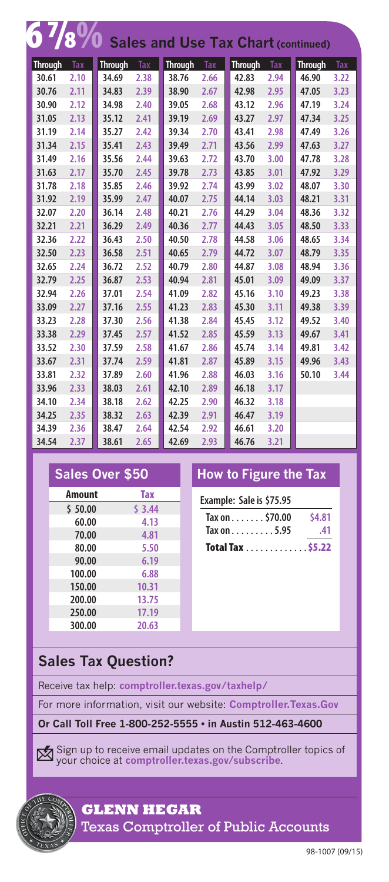# 6 7/8% Sales and Use Tax Chart (continued)

| Through | Tax | Through | Tax | Through | Tax | Through | Tax | Through | Tax |
|---|---|---|---|---|---|---|---|---|---|
| 30.61 | 2.10 | 34.69 | 2.38 | 38.76 | 2.66 | 42.83 | 2.94 | 46.90 | 3.22 |
| 30.76 | 2.11 | 34.83 | 2.39 | 38.90 | 2.67 | 42.98 | 2.95 | 47.05 | 3.23 |
| 30.90 | 2.12 | 34.98 | 2.40 | 39.05 | 2.68 | 43.12 | 2.96 | 47.19 | 3.24 |
| 31.05 | 2.13 | 35.12 | 2.41 | 39.19 | 2.69 | 43.27 | 2.97 | 47.34 | 3.25 |
| 31.19 | 2.14 | 35.27 | 2.42 | 39.34 | 2.70 | 43.41 | 2.98 | 47.49 | 3.26 |
| 31.34 | 2.15 | 35.41 | 2.43 | 39.49 | 2.71 | 43.56 | 2.99 | 47.63 | 3.27 |
| 31.49 | 2.16 | 35.56 | 2.44 | 39.63 | 2.72 | 43.70 | 3.00 | 47.78 | 3.28 |
| 31.63 | 2.17 | 35.70 | 2.45 | 39.78 | 2.73 | 43.85 | 3.01 | 47.92 | 3.29 |
| 31.78 | 2.18 | 35.85 | 2.46 | 39.92 | 2.74 | 43.99 | 3.02 | 48.07 | 3.30 |
| 31.92 | 2.19 | 35.99 | 2.47 | 40.07 | 2.75 | 44.14 | 3.03 | 48.21 | 3.31 |
| 32.07 | 2.20 | 36.14 | 2.48 | 40.21 | 2.76 | 44.29 | 3.04 | 48.36 | 3.32 |
| 32.21 | 2.21 | 36.29 | 2.49 | 40.36 | 2.77 | 44.43 | 3.05 | 48.50 | 3.33 |
| 32.36 | 2.22 | 36.43 | 2.50 | 40.50 | 2.78 | 44.58 | 3.06 | 48.65 | 3.34 |
| 32.50 | 2.23 | 36.58 | 2.51 | 40.65 | 2.79 | 44.72 | 3.07 | 48.79 | 3.35 |
| 32.65 | 2.24 | 36.72 | 2.52 | 40.79 | 2.80 | 44.87 | 3.08 | 48.94 | 3.36 |
| 32.79 | 2.25 | 36.87 | 2.53 | 40.94 | 2.81 | 45.01 | 3.09 | 49.09 | 3.37 |
| 32.94 | 2.26 | 37.01 | 2.54 | 41.09 | 2.82 | 45.16 | 3.10 | 49.23 | 3.38 |
| 33.09 | 2.27 | 37.16 | 2.55 | 41.23 | 2.83 | 45.30 | 3.11 | 49.38 | 3.39 |
| 33.23 | 2.28 | 37.30 | 2.56 | 41.38 | 2.84 | 45.45 | 3.12 | 49.52 | 3.40 |
| 33.38 | 2.29 | 37.45 | 2.57 | 41.52 | 2.85 | 45.59 | 3.13 | 49.67 | 3.41 |
| 33.52 | 2.30 | 37.59 | 2.58 | 41.67 | 2.86 | 45.74 | 3.14 | 49.81 | 3.42 |
| 33.67 | 2.31 | 37.74 | 2.59 | 41.81 | 2.87 | 45.89 | 3.15 | 49.96 | 3.43 |
| 33.81 | 2.32 | 37.89 | 2.60 | 41.96 | 2.88 | 46.03 | 3.16 | 50.10 | 3.44 |
| 33.96 | 2.33 | 38.03 | 2.61 | 42.10 | 2.89 | 46.18 | 3.17 | | |
| 34.10 | 2.34 | 38.18 | 2.62 | 42.25 | 2.90 | 46.32 | 3.18 | | |
| 34.25 | 2.35 | 38.32 | 2.63 | 42.39 | 2.91 | 46.47 | 3.19 | | |
| 34.39 | 2.36 | 38.47 | 2.64 | 42.54 | 2.92 | 46.61 | 3.20 | | |
| 34.54 | 2.37 | 38.61 | 2.65 | 42.69 | 2.93 | 46.76 | 3.21 | | |

## Sales Over $50

| Amount | Tax |
|---|---|
| $ 50.00 | $ 3.44 |
| 60.00 | 4.13 |
| 70.00 | 4.81 |
| 80.00 | 5.50 |
| 90.00 | 6.19 |
| 100.00 | 6.88 |
| 150.00 | 10.31 |
| 200.00 | 13.75 |
| 250.00 | 17.19 |
| 300.00 | 20.63 |

## How to Figure the Tax

**Example: Sale is $75.95**

| | |
|---|---|
| Tax on . . . . . . . $70.00 | $4.81 |
| Tax on . . . . . . . . . 5.95 | .41 |
| **Total Tax** . . . . . . . . . . . . . | **$5.22** |

## Sales Tax Question?

Receive tax help: **comptroller.texas.gov/taxhelp/**

For more information, visit our website: **Comptroller.Texas.Gov**

**Or Call Toll Free 1-800-252-5555 • in Austin 512-463-4600**

Sign up to receive email updates on the Comptroller topics of your choice at **comptroller.texas.gov/subscribe**.

**GLENN HEGAR**
Texas Comptroller of Public Accounts

98-1007 (09/15)